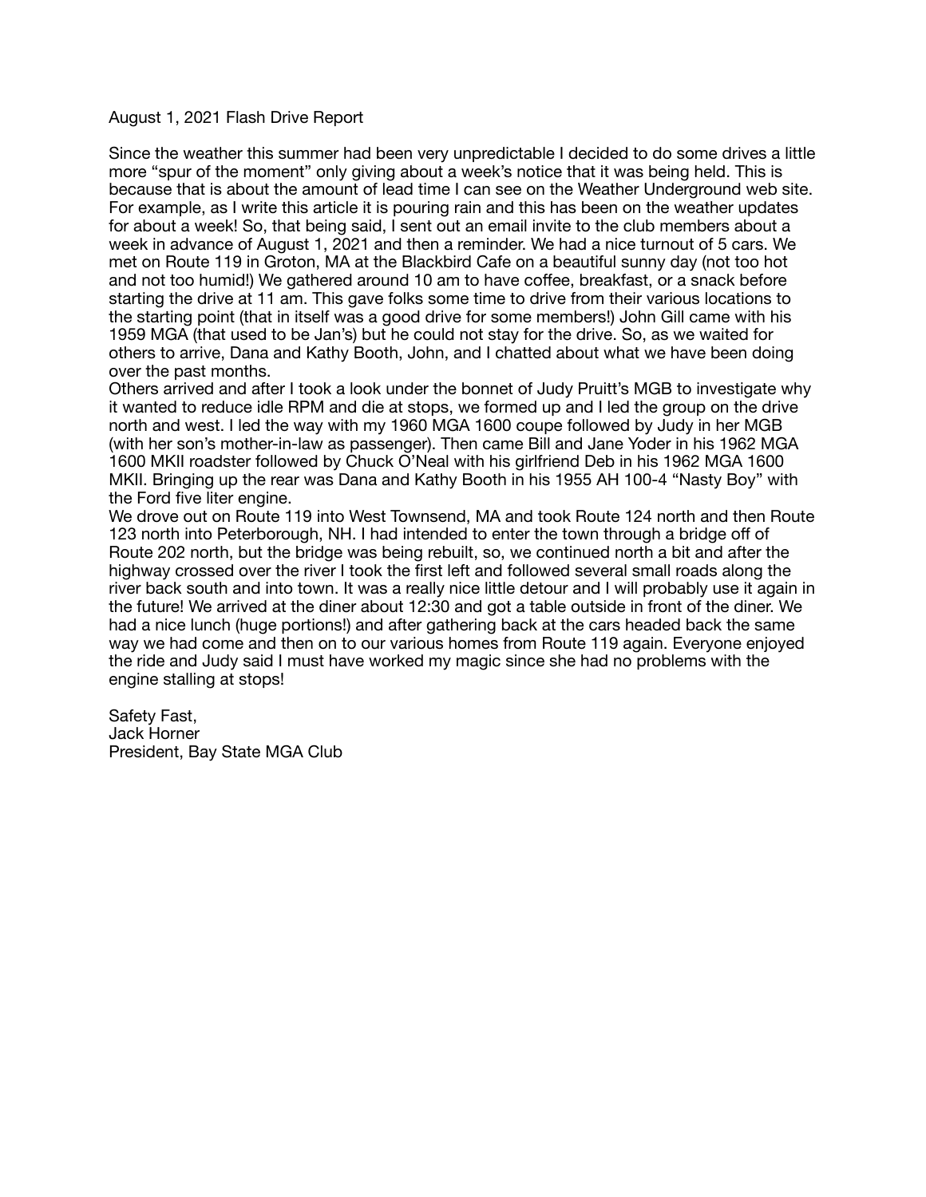August 1, 2021 Flash Drive Report

Since the weather this summer had been very unpredictable I decided to do some drives a little more "spur of the moment" only giving about a week's notice that it was being held. This is because that is about the amount of lead time I can see on the Weather Underground web site. For example, as I write this article it is pouring rain and this has been on the weather updates for about a week! So, that being said, I sent out an email invite to the club members about a week in advance of August 1, 2021 and then a reminder. We had a nice turnout of 5 cars. We met on Route 119 in Groton, MA at the Blackbird Cafe on a beautiful sunny day (not too hot and not too humid!) We gathered around 10 am to have coffee, breakfast, or a snack before starting the drive at 11 am. This gave folks some time to drive from their various locations to the starting point (that in itself was a good drive for some members!) John Gill came with his 1959 MGA (that used to be Jan's) but he could not stay for the drive. So, as we waited for others to arrive, Dana and Kathy Booth, John, and I chatted about what we have been doing over the past months.

Others arrived and after I took a look under the bonnet of Judy Pruitt's MGB to investigate why it wanted to reduce idle RPM and die at stops, we formed up and I led the group on the drive north and west. I led the way with my 1960 MGA 1600 coupe followed by Judy in her MGB (with her son's mother-in-law as passenger). Then came Bill and Jane Yoder in his 1962 MGA 1600 MKII roadster followed by Chuck O'Neal with his girlfriend Deb in his 1962 MGA 1600 MKII. Bringing up the rear was Dana and Kathy Booth in his 1955 AH 100-4 "Nasty Boy" with the Ford five liter engine.

We drove out on Route 119 into West Townsend, MA and took Route 124 north and then Route 123 north into Peterborough, NH. I had intended to enter the town through a bridge off of Route 202 north, but the bridge was being rebuilt, so, we continued north a bit and after the highway crossed over the river I took the first left and followed several small roads along the river back south and into town. It was a really nice little detour and I will probably use it again in the future! We arrived at the diner about 12:30 and got a table outside in front of the diner. We had a nice lunch (huge portions!) and after gathering back at the cars headed back the same way we had come and then on to our various homes from Route 119 again. Everyone enjoyed the ride and Judy said I must have worked my magic since she had no problems with the engine stalling at stops!

Safety Fast,
Jack Horner
President, Bay State MGA Club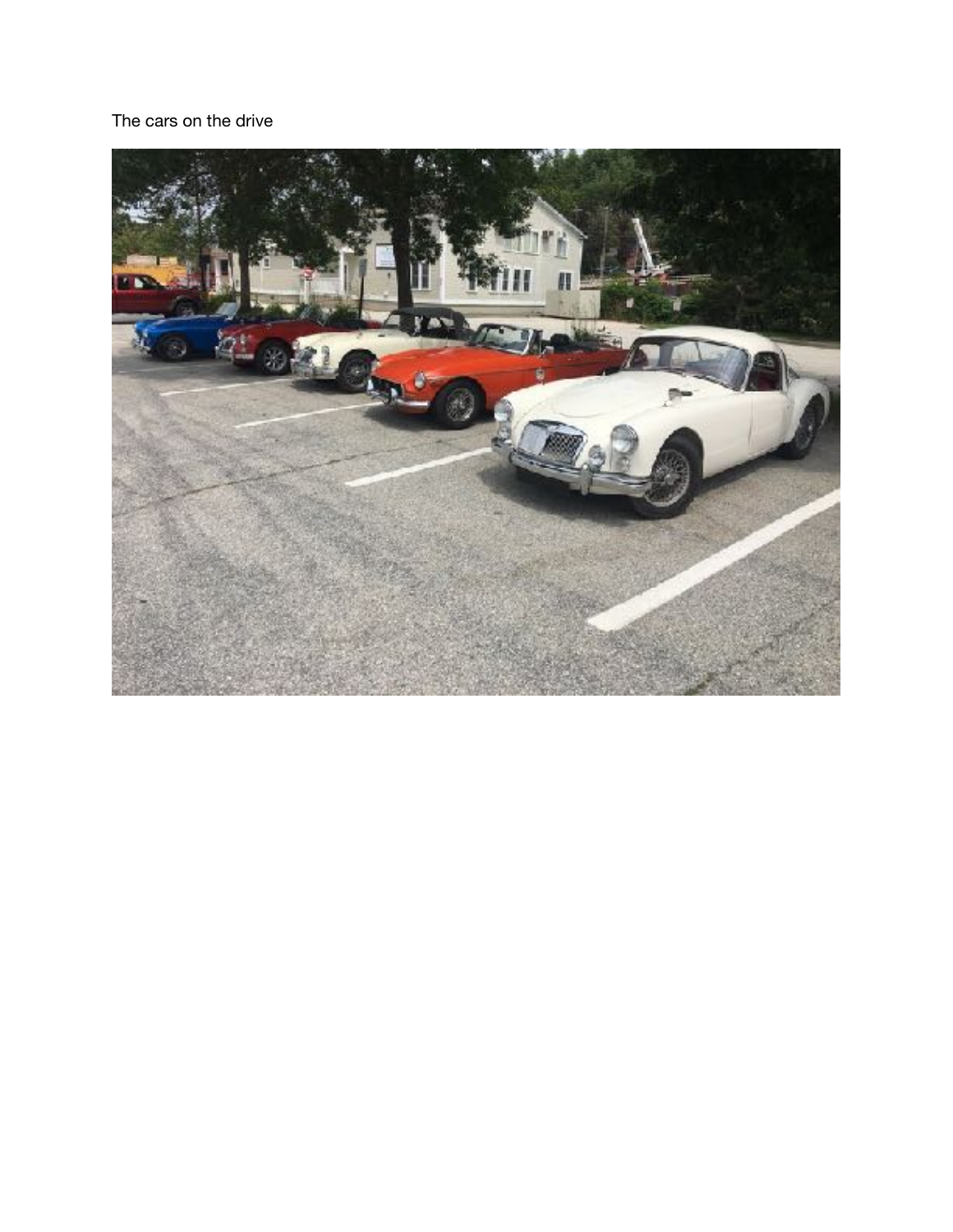The cars on the drive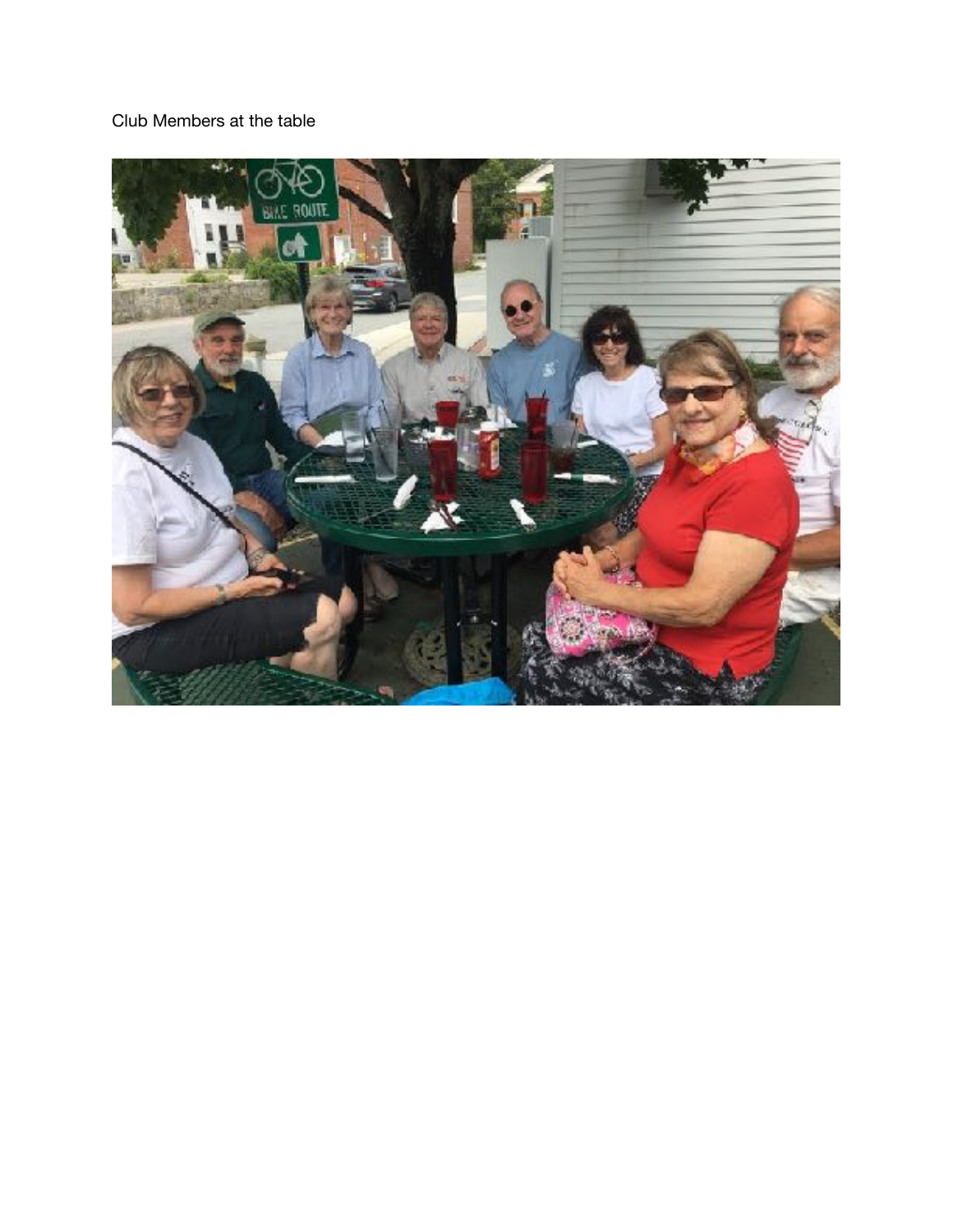Club Members at the table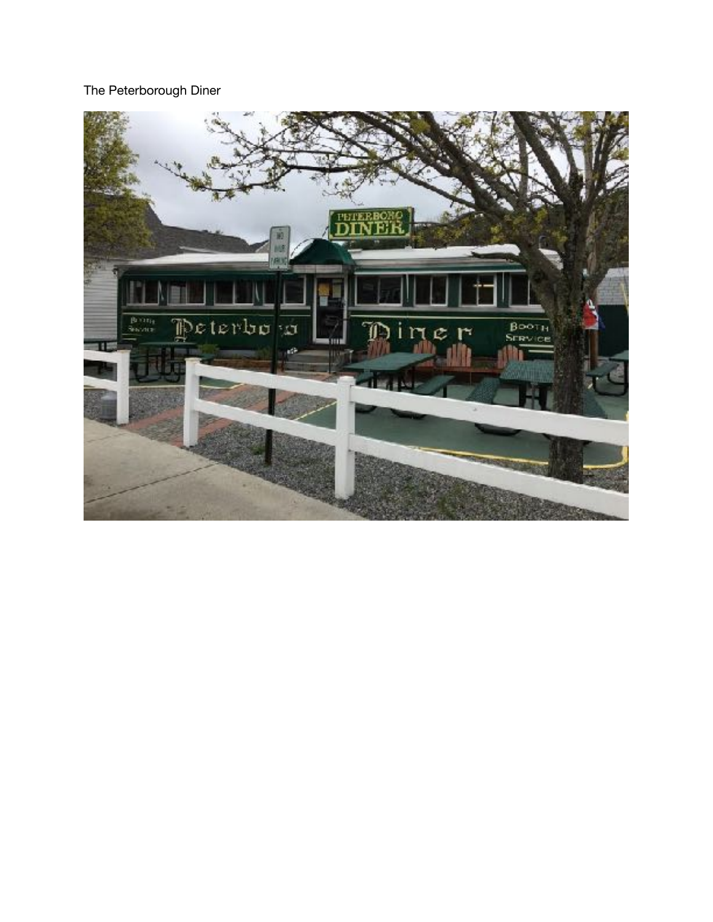The Peterborough Diner